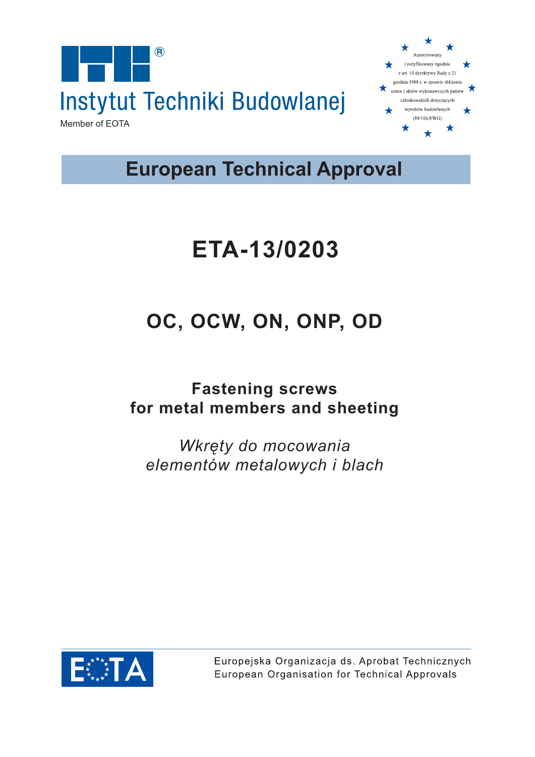Instytut Techniki Budowlanej

Member of EOTA

Autoryzowany i notyfikowany zgodnie z art. 10 dyrektywy Rady z 21 grudnia 1988 r. w sprawie zbliżenia ustaw i aktów wykonawczych państw członkowskich dotyczących wyrobów budowlanych (89/106/EWG)

## European Technical Approval

# ETA-13/0203

## OC, OCW, ON, ONP, OD

### Fastening screws for metal members and sheeting

*Wkręty do mocowania elementów metalowych i blach*

Europejska Organizacja ds. Aprobat Technicznych

European Organisation for Technical Approvals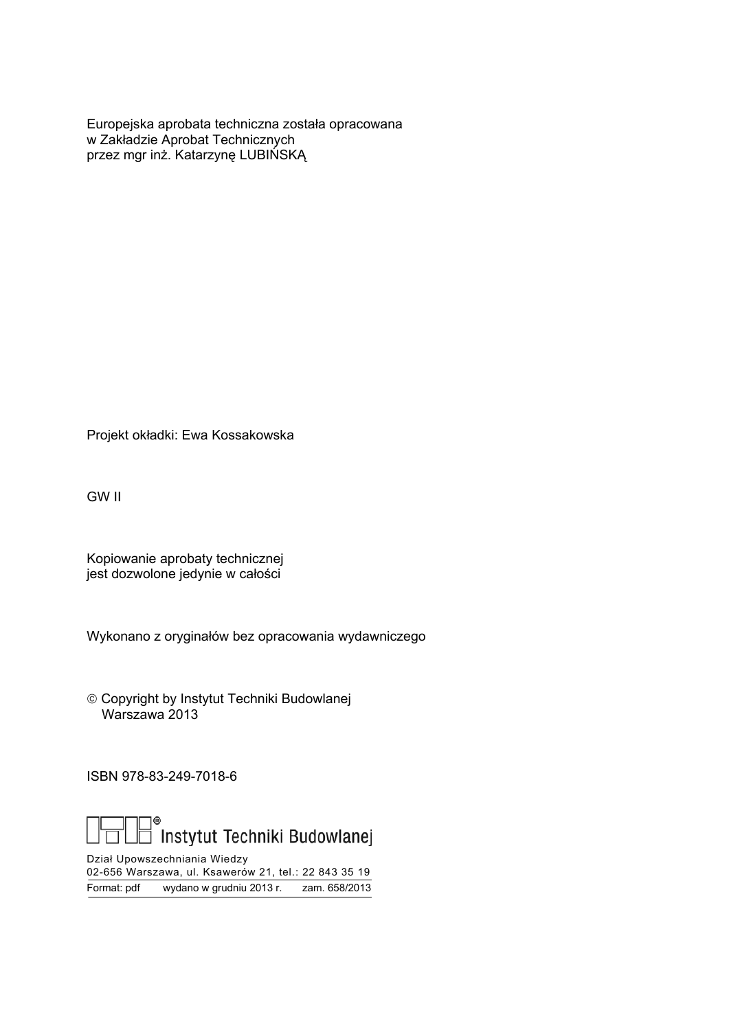Europejska aprobata techniczna została opracowana
w Zakładzie Aprobat Technicznych
przez mgr inż. Katarzynę LUBIŃSKĄ

Projekt okładki: Ewa Kossakowska

GW II

Kopiowanie aprobaty technicznej
jest dozwolone jedynie w całości

Wykonano z oryginałów bez opracowania wydawniczego

© Copyright by Instytut Techniki Budowlanej
Warszawa 2013

ISBN 978-83-249-7018-6

Instytut Techniki Budowlanej

Dział Upowszechniania Wiedzy
02-656 Warszawa, ul. Ksawerów 21, tel.: 22 843 35 19

Format: pdf  wydano w grudniu 2013 r.  zam. 658/2013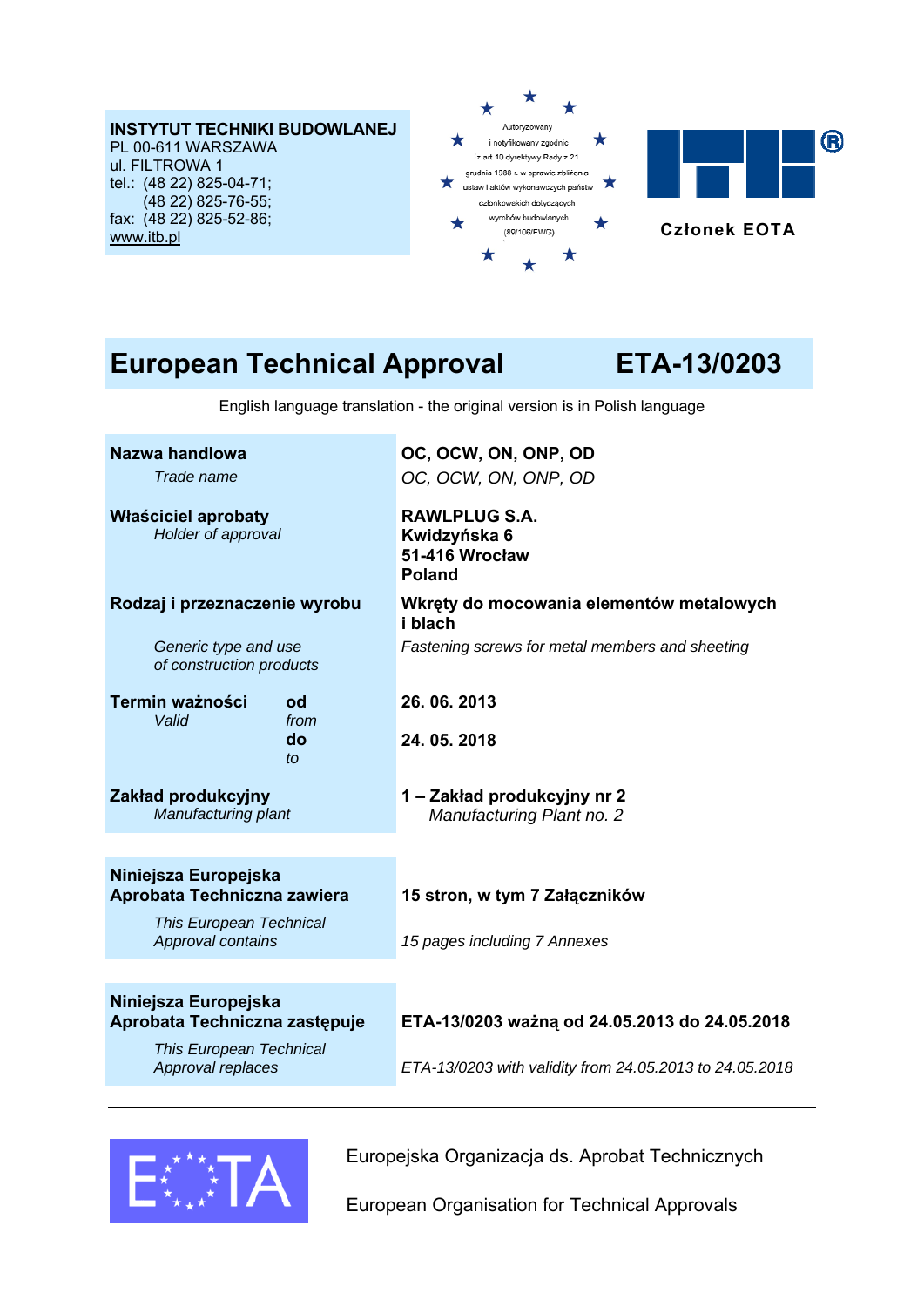**INSTYTUT TECHNIKI BUDOWLANEJ**
PL 00-611 WARSZAWA
ul. FILTROWA 1
tel.: (48 22) 825-04-71;
(48 22) 825-76-55;
fax: (48 22) 825-52-86;
www.itb.pl

Autoryzowany i notyfikowany zgodnie z art.10 dyrektywy Rady z 21 grudnia 1988 r. w sprawie zbliżenia ustaw i aktów wykonawczych państw członkowskich dotyczących wyrobów budowlanych (89/106/EWG)

Członek EOTA

# European Technical Approval ETA-13/0203

English language translation - the original version is in Polish language

| | |
|---|---|
| **Nazwa handlowa**<br>*Trade name* | **OC, OCW, ON, ONP, OD**<br>*OC, OCW, ON, ONP, OD* |
| **Właściciel aprobaty**<br>*Holder of approval* | **RAWLPLUG S.A.**<br>**Kwidzyńska 6**<br>**51-416 Wrocław**<br>**Poland** |
| **Rodzaj i przeznaczenie wyrobu**<br>*Generic type and use of construction products* | **Wkręty do mocowania elementów metalowych i blach**<br>*Fastening screws for metal members and sheeting* |
| **Termin ważności** *Valid* **od** *from* | **26. 06. 2013** |
| **do** *to* | **24. 05. 2018** |
| **Zakład produkcyjny**<br>*Manufacturing plant* | **1 – Zakład produkcyjny nr 2**<br>*Manufacturing Plant no. 2* |
| **Niniejsza Europejska Aprobata Techniczna zawiera**<br>*This European Technical Approval contains* | **15 stron, w tym 7 Załączników**<br>*15 pages including 7 Annexes* |
| **Niniejsza Europejska Aprobata Techniczna zastępuje**<br>*This European Technical Approval replaces* | **ETA-13/0203 ważną od 24.05.2013 do 24.05.2018**<br>*ETA-13/0203 with validity from 24.05.2013 to 24.05.2018* |

Europejska Organizacja ds. Aprobat Technicznych

European Organisation for Technical Approvals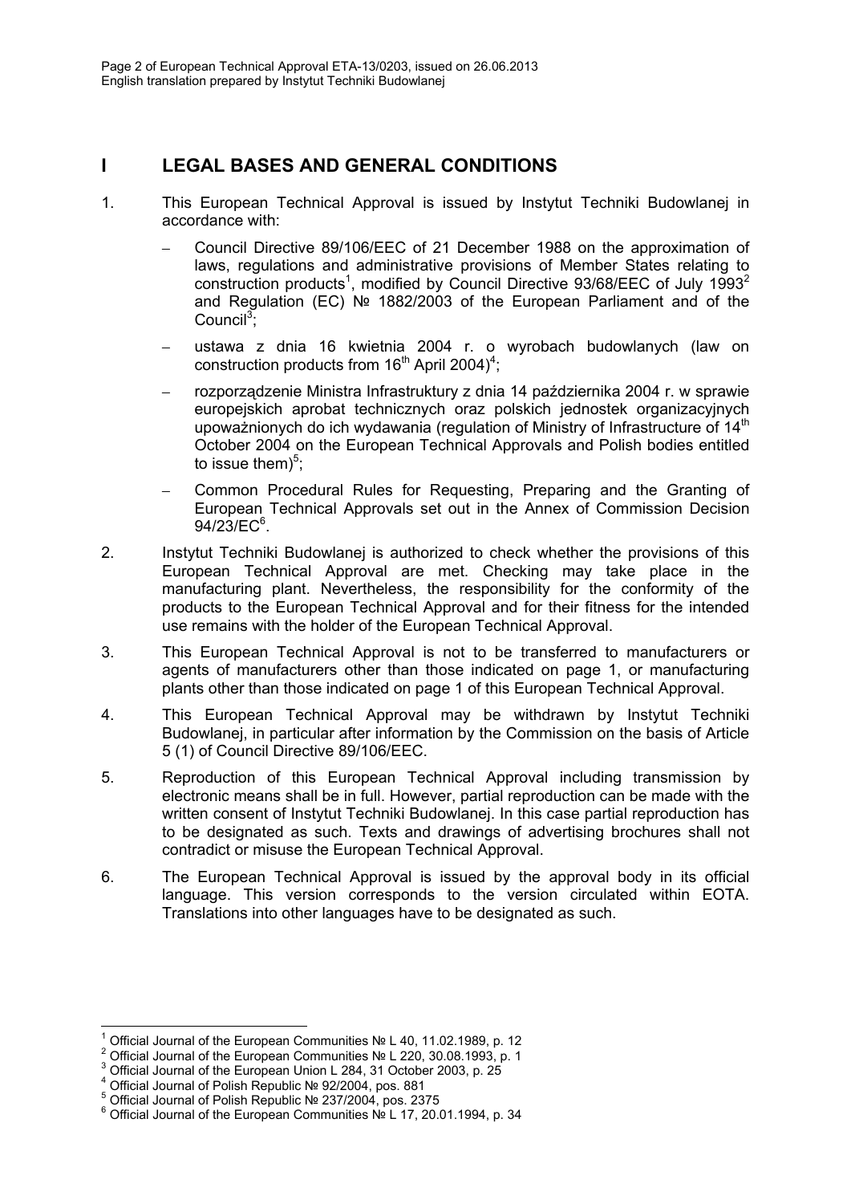# I LEGAL BASES AND GENERAL CONDITIONS

1. This European Technical Approval is issued by Instytut Techniki Budowlanej in accordance with:

   - Council Directive 89/106/EEC of 21 December 1988 on the approximation of laws, regulations and administrative provisions of Member States relating to construction products[1], modified by Council Directive 93/68/EEC of July 1993[2] and Regulation (EC) № 1882/2003 of the European Parliament and of the Council[3];
   - ustawa z dnia 16 kwietnia 2004 r. o wyrobach budowlanych (law on construction products from 16th April 2004)[4];
   - rozporządzenie Ministra Infrastruktury z dnia 14 października 2004 r. w sprawie europejskich aprobat technicznych oraz polskich jednostek organizacyjnych upoważnionych do ich wydawania (regulation of Ministry of Infrastructure of 14th October 2004 on the European Technical Approvals and Polish bodies entitled to issue them)[5];
   - Common Procedural Rules for Requesting, Preparing and the Granting of European Technical Approvals set out in the Annex of Commission Decision 94/23/EC[6].

2. Instytut Techniki Budowlanej is authorized to check whether the provisions of this European Technical Approval are met. Checking may take place in the manufacturing plant. Nevertheless, the responsibility for the conformity of the products to the European Technical Approval and for their fitness for the intended use remains with the holder of the European Technical Approval.

3. This European Technical Approval is not to be transferred to manufacturers or agents of manufacturers other than those indicated on page 1, or manufacturing plants other than those indicated on page 1 of this European Technical Approval.

4. This European Technical Approval may be withdrawn by Instytut Techniki Budowlanej, in particular after information by the Commission on the basis of Article 5 (1) of Council Directive 89/106/EEC.

5. Reproduction of this European Technical Approval including transmission by electronic means shall be in full. However, partial reproduction can be made with the written consent of Instytut Techniki Budowlanej. In this case partial reproduction has to be designated as such. Texts and drawings of advertising brochures shall not contradict or misuse the European Technical Approval.

6. The European Technical Approval is issued by the approval body in its official language. This version corresponds to the version circulated within EOTA. Translations into other languages have to be designated as such.

---

[1] Official Journal of the European Communities № L 40, 11.02.1989, p. 12
[2] Official Journal of the European Communities № L 220, 30.08.1993, p. 1
[3] Official Journal of the European Union L 284, 31 October 2003, p. 25
[4] Official Journal of Polish Republic № 92/2004, pos. 881
[5] Official Journal of Polish Republic № 237/2004, pos. 2375
[6] Official Journal of the European Communities № L 17, 20.01.1994, p. 34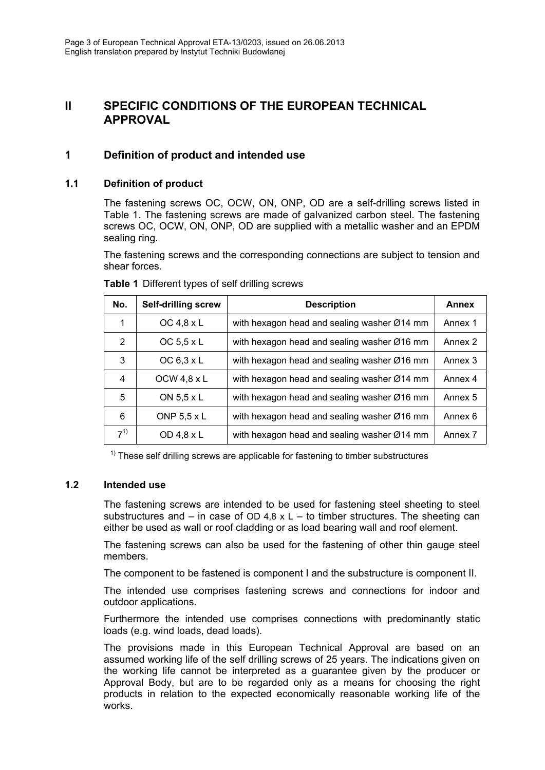# II SPECIFIC CONDITIONS OF THE EUROPEAN TECHNICAL APPROVAL

## 1 Definition of product and intended use

### 1.1 Definition of product

The fastening screws OC, OCW, ON, ONP, OD are a self-drilling screws listed in Table 1. The fastening screws are made of galvanized carbon steel. The fastening screws OC, OCW, ON, ONP, OD are supplied with a metallic washer and an EPDM sealing ring.

The fastening screws and the corresponding connections are subject to tension and shear forces.

**Table 1** Different types of self drilling screws

| No. | Self-drilling screw | Description | Annex |
|---|---|---|---|
| 1 | OC 4,8 x L | with hexagon head and sealing washer Ø14 mm | Annex 1 |
| 2 | OC 5,5 x L | with hexagon head and sealing washer Ø16 mm | Annex 2 |
| 3 | OC 6,3 x L | with hexagon head and sealing washer Ø16 mm | Annex 3 |
| 4 | OCW 4,8 x L | with hexagon head and sealing washer Ø14 mm | Annex 4 |
| 5 | ON 5,5 x L | with hexagon head and sealing washer Ø16 mm | Annex 5 |
| 6 | ONP 5,5 x L | with hexagon head and sealing washer Ø16 mm | Annex 6 |
| 7[1)] | OD 4,8 x L | with hexagon head and sealing washer Ø14 mm | Annex 7 |

[1)] These self drilling screws are applicable for fastening to timber substructures

### 1.2 Intended use

The fastening screws are intended to be used for fastening steel sheeting to steel substructures and – in case of OD 4,8 x L – to timber structures. The sheeting can either be used as wall or roof cladding or as load bearing wall and roof element.

The fastening screws can also be used for the fastening of other thin gauge steel members.

The component to be fastened is component I and the substructure is component II.

The intended use comprises fastening screws and connections for indoor and outdoor applications.

Furthermore the intended use comprises connections with predominantly static loads (e.g. wind loads, dead loads).

The provisions made in this European Technical Approval are based on an assumed working life of the self drilling screws of 25 years. The indications given on the working life cannot be interpreted as a guarantee given by the producer or Approval Body, but are to be regarded only as a means for choosing the right products in relation to the expected economically reasonable working life of the works.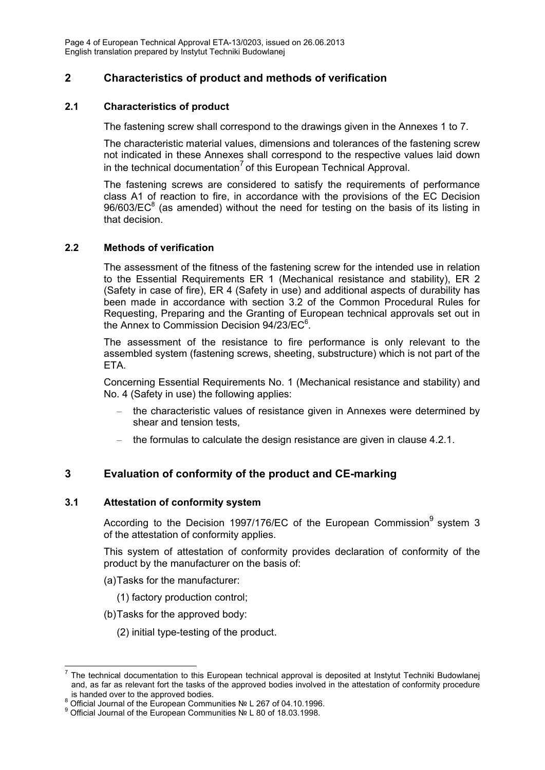## 2 Characteristics of product and methods of verification

### 2.1 Characteristics of product

The fastening screw shall correspond to the drawings given in the Annexes 1 to 7.

The characteristic material values, dimensions and tolerances of the fastening screw not indicated in these Annexes shall correspond to the respective values laid down in the technical documentation[7] of this European Technical Approval.

The fastening screws are considered to satisfy the requirements of performance class A1 of reaction to fire, in accordance with the provisions of the EC Decision 96/603/EC[8] (as amended) without the need for testing on the basis of its listing in that decision.

### 2.2 Methods of verification

The assessment of the fitness of the fastening screw for the intended use in relation to the Essential Requirements ER 1 (Mechanical resistance and stability), ER 2 (Safety in case of fire), ER 4 (Safety in use) and additional aspects of durability has been made in accordance with section 3.2 of the Common Procedural Rules for Requesting, Preparing and the Granting of European technical approvals set out in the Annex to Commission Decision 94/23/EC[6].

The assessment of the resistance to fire performance is only relevant to the assembled system (fastening screws, sheeting, substructure) which is not part of the ETA.

Concerning Essential Requirements No. 1 (Mechanical resistance and stability) and No. 4 (Safety in use) the following applies:

- the characteristic values of resistance given in Annexes were determined by shear and tension tests,
- the formulas to calculate the design resistance are given in clause 4.2.1.

## 3 Evaluation of conformity of the product and CE-marking

### 3.1 Attestation of conformity system

According to the Decision 1997/176/EC of the European Commission[9] system 3 of the attestation of conformity applies.

This system of attestation of conformity provides declaration of conformity of the product by the manufacturer on the basis of:

(a) Tasks for the manufacturer:

(1) factory production control;

(b) Tasks for the approved body:

(2) initial type-testing of the product.

---

[7] The technical documentation to this European technical approval is deposited at Instytut Techniki Budowlanej and, as far as relevant fort the tasks of the approved bodies involved in the attestation of conformity procedure is handed over to the approved bodies.

[8] Official Journal of the European Communities № L 267 of 04.10.1996.

[9] Official Journal of the European Communities № L 80 of 18.03.1998.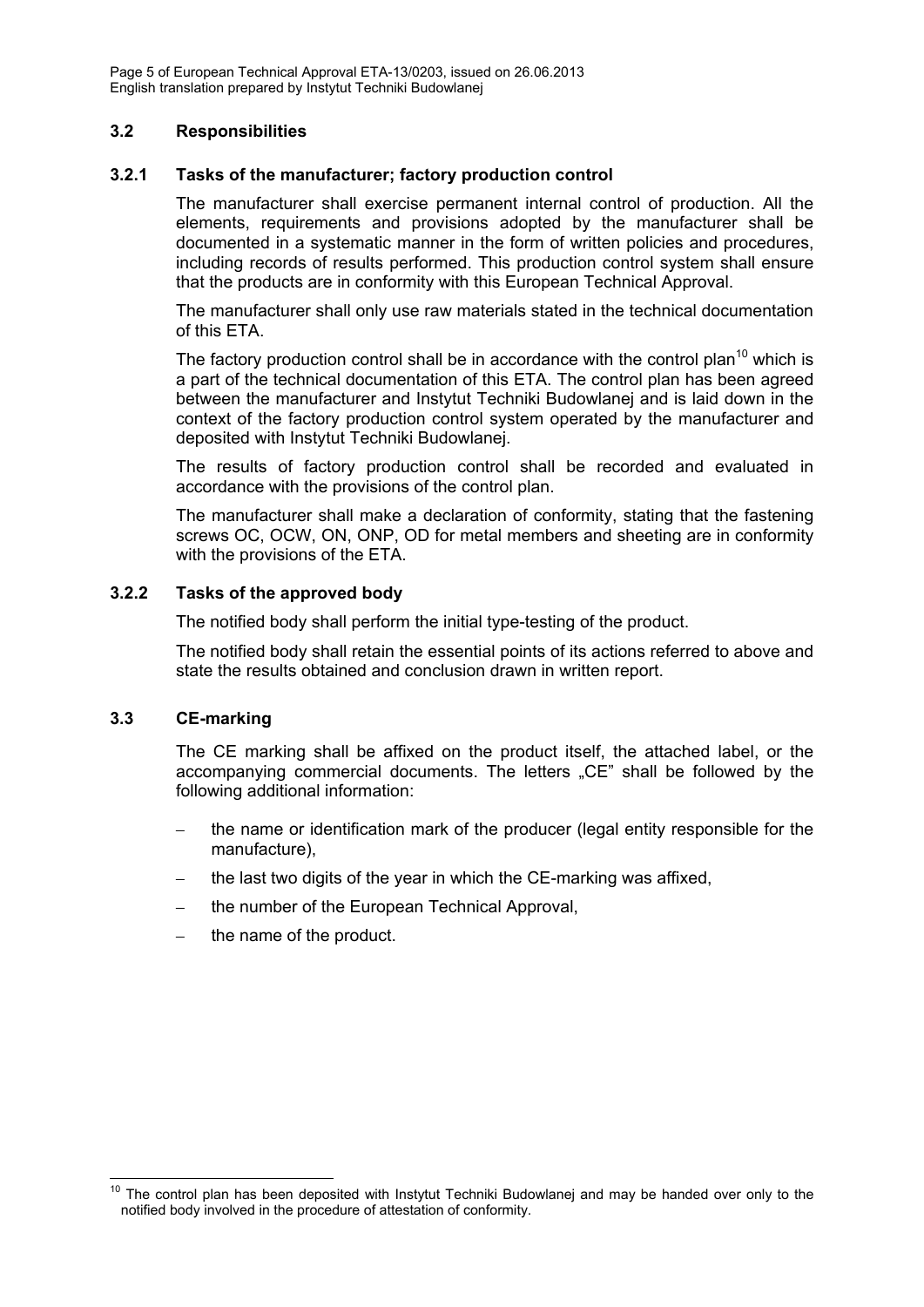### 3.2 Responsibilities

#### 3.2.1 Tasks of the manufacturer; factory production control

The manufacturer shall exercise permanent internal control of production. All the elements, requirements and provisions adopted by the manufacturer shall be documented in a systematic manner in the form of written policies and procedures, including records of results performed. This production control system shall ensure that the products are in conformity with this European Technical Approval.

The manufacturer shall only use raw materials stated in the technical documentation of this ETA.

The factory production control shall be in accordance with the control plan[10] which is a part of the technical documentation of this ETA. The control plan has been agreed between the manufacturer and Instytut Techniki Budowlanej and is laid down in the context of the factory production control system operated by the manufacturer and deposited with Instytut Techniki Budowlanej.

The results of factory production control shall be recorded and evaluated in accordance with the provisions of the control plan.

The manufacturer shall make a declaration of conformity, stating that the fastening screws OC, OCW, ON, ONP, OD for metal members and sheeting are in conformity with the provisions of the ETA.

#### 3.2.2 Tasks of the approved body

The notified body shall perform the initial type-testing of the product.

The notified body shall retain the essential points of its actions referred to above and state the results obtained and conclusion drawn in written report.

### 3.3 CE-marking

The CE marking shall be affixed on the product itself, the attached label, or the accompanying commercial documents. The letters „CE" shall be followed by the following additional information:

- the name or identification mark of the producer (legal entity responsible for the manufacture),
- the last two digits of the year in which the CE-marking was affixed,
- the number of the European Technical Approval,
- the name of the product.

---

[10] The control plan has been deposited with Instytut Techniki Budowlanej and may be handed over only to the notified body involved in the procedure of attestation of conformity.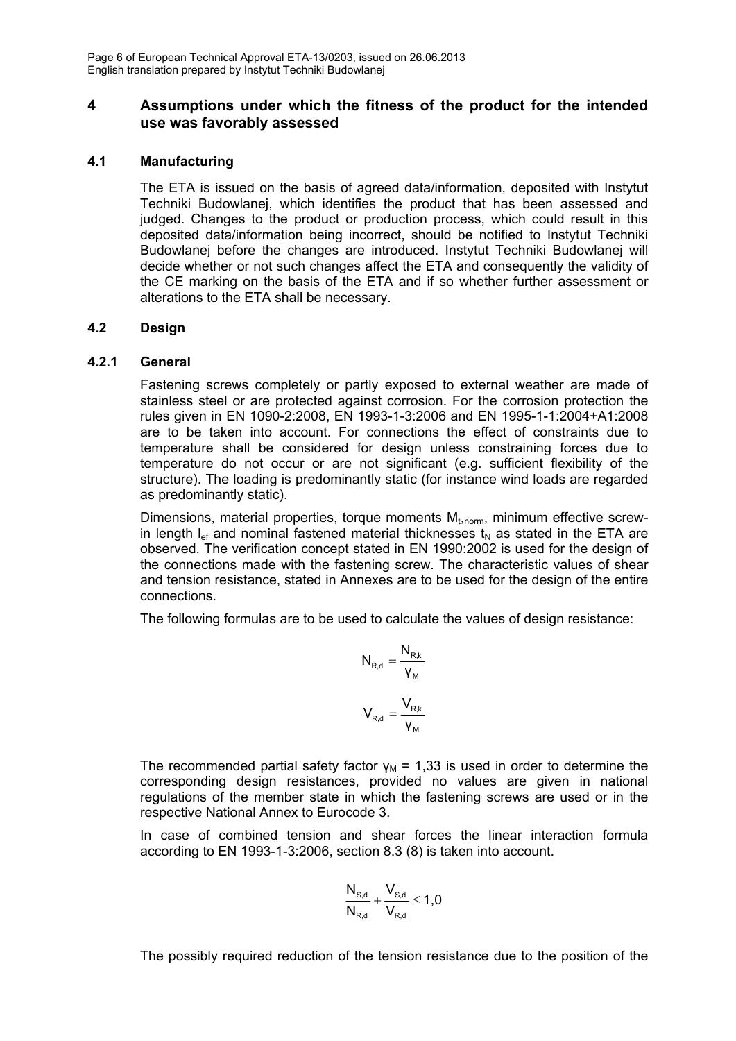## 4 Assumptions under which the fitness of the product for the intended use was favorably assessed

### 4.1 Manufacturing

The ETA is issued on the basis of agreed data/information, deposited with Instytut Techniki Budowlanej, which identifies the product that has been assessed and judged. Changes to the product or production process, which could result in this deposited data/information being incorrect, should be notified to Instytut Techniki Budowlanej before the changes are introduced. Instytut Techniki Budowlanej will decide whether or not such changes affect the ETA and consequently the validity of the CE marking on the basis of the ETA and if so whether further assessment or alterations to the ETA shall be necessary.

### 4.2 Design

#### 4.2.1 General

Fastening screws completely or partly exposed to external weather are made of stainless steel or are protected against corrosion. For the corrosion protection the rules given in EN 1090-2:2008, EN 1993-1-3:2006 and EN 1995-1-1:2004+A1:2008 are to be taken into account. For connections the effect of constraints due to temperature shall be considered for design unless constraining forces due to temperature do not occur or are not significant (e.g. sufficient flexibility of the structure). The loading is predominantly static (for instance wind loads are regarded as predominantly static).

Dimensions, material properties, torque moments $M_{t,norm}$, minimum effective screw-in length $l_{ef}$ and nominal fastened material thicknesses $t_N$ as stated in the ETA are observed. The verification concept stated in EN 1990:2002 is used for the design of the connections made with the fastening screw. The characteristic values of shear and tension resistance, stated in Annexes are to be used for the design of the entire connections.

The following formulas are to be used to calculate the values of design resistance:

$$N_{R,d} = \frac{N_{R,k}}{\gamma_M}$$

$$V_{R,d} = \frac{V_{R,k}}{\gamma_M}$$

The recommended partial safety factor $\gamma_M = 1{,}33$ is used in order to determine the corresponding design resistances, provided no values are given in national regulations of the member state in which the fastening screws are used or in the respective National Annex to Eurocode 3.

In case of combined tension and shear forces the linear interaction formula according to EN 1993-1-3:2006, section 8.3 (8) is taken into account.

$$\frac{N_{S,d}}{N_{R,d}} + \frac{V_{S,d}}{V_{R,d}} \leq 1{,}0$$

The possibly required reduction of the tension resistance due to the position of the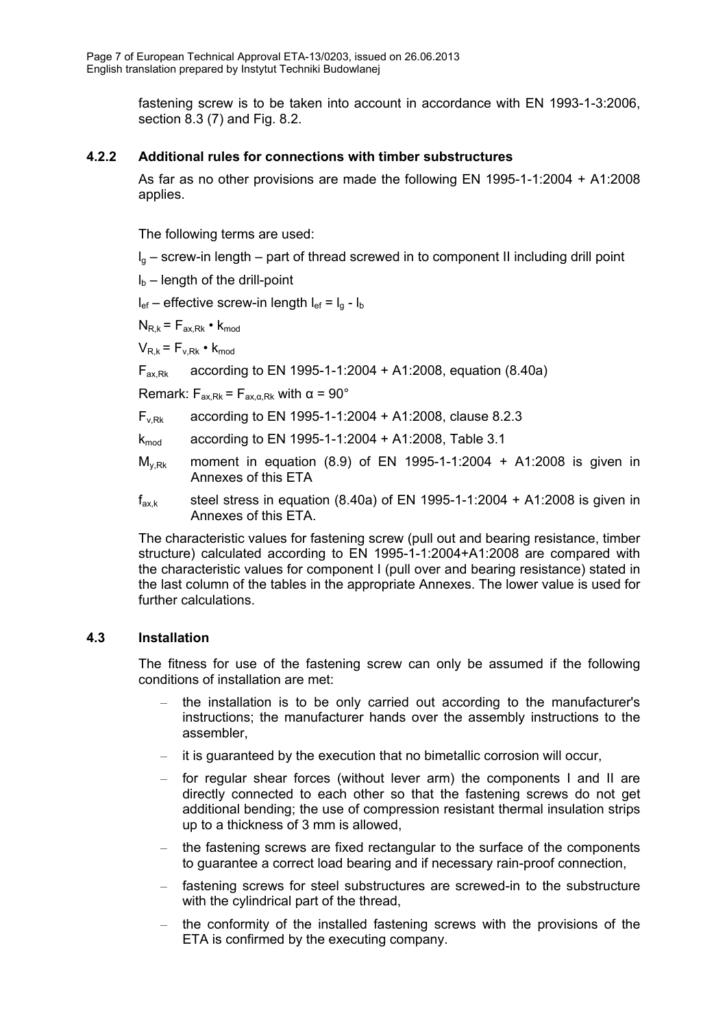fastening screw is to be taken into account in accordance with EN 1993-1-3:2006, section 8.3 (7) and Fig. 8.2.

### 4.2.2 Additional rules for connections with timber substructures

As far as no other provisions are made the following EN 1995-1-1:2004 + A1:2008 applies.

The following terms are used:

$l_g$ – screw-in length – part of thread screwed in to component II including drill point

$l_b$ – length of the drill-point

$l_{ef}$ – effective screw-in length $l_{ef} = l_g - l_b$

$N_{R,k} = F_{ax,Rk} \cdot k_{mod}$

$V_{R,k} = F_{v,Rk} \cdot k_{mod}$

$F_{ax,Rk}$ according to EN 1995-1-1:2004 + A1:2008, equation (8.40a)

Remark: $F_{ax,Rk} = F_{ax,\alpha,Rk}$ with $\alpha = 90°$

$F_{v,Rk}$ according to EN 1995-1-1:2004 + A1:2008, clause 8.2.3

$k_{mod}$ according to EN 1995-1-1:2004 + A1:2008, Table 3.1

$M_{y,Rk}$ moment in equation (8.9) of EN 1995-1-1:2004 + A1:2008 is given in Annexes of this ETA

$f_{ax,k}$ steel stress in equation (8.40a) of EN 1995-1-1:2004 + A1:2008 is given in Annexes of this ETA.

The characteristic values for fastening screw (pull out and bearing resistance, timber structure) calculated according to EN 1995-1-1:2004+A1:2008 are compared with the characteristic values for component I (pull over and bearing resistance) stated in the last column of the tables in the appropriate Annexes. The lower value is used for further calculations.

### 4.3 Installation

The fitness for use of the fastening screw can only be assumed if the following conditions of installation are met:

- the installation is to be only carried out according to the manufacturer's instructions; the manufacturer hands over the assembly instructions to the assembler,
- it is guaranteed by the execution that no bimetallic corrosion will occur,
- for regular shear forces (without lever arm) the components I and II are directly connected to each other so that the fastening screws do not get additional bending; the use of compression resistant thermal insulation strips up to a thickness of 3 mm is allowed,
- the fastening screws are fixed rectangular to the surface of the components to guarantee a correct load bearing and if necessary rain-proof connection,
- fastening screws for steel substructures are screwed-in to the substructure with the cylindrical part of the thread,
- the conformity of the installed fastening screws with the provisions of the ETA is confirmed by the executing company.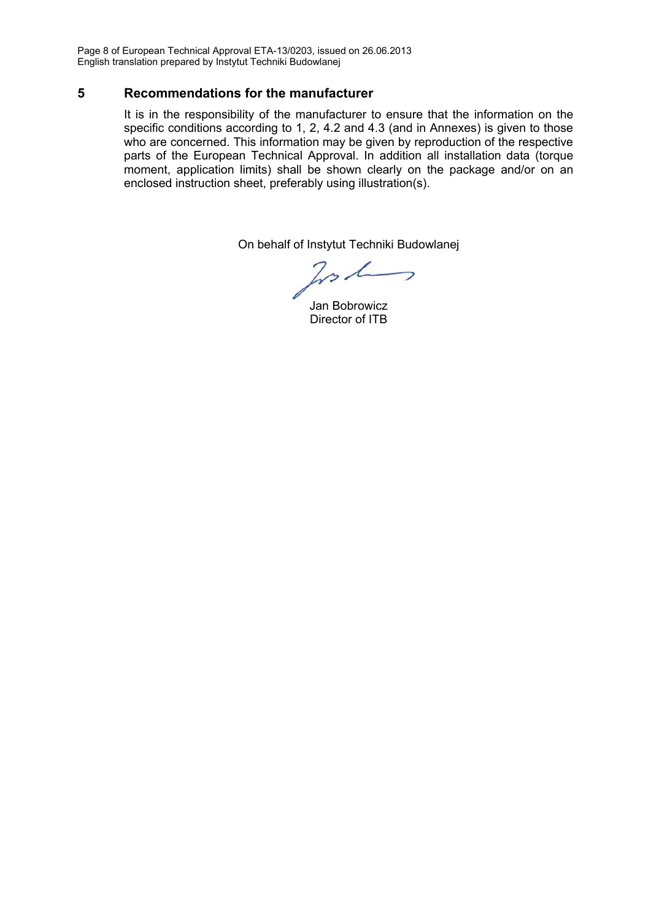## 5 Recommendations for the manufacturer

It is in the responsibility of the manufacturer to ensure that the information on the specific conditions according to 1, 2, 4.2 and 4.3 (and in Annexes) is given to those who are concerned. This information may be given by reproduction of the respective parts of the European Technical Approval. In addition all installation data (torque moment, application limits) shall be shown clearly on the package and/or on an enclosed instruction sheet, preferably using illustration(s).

On behalf of Instytut Techniki Budowlanej

Jan Bobrowicz
Director of ITB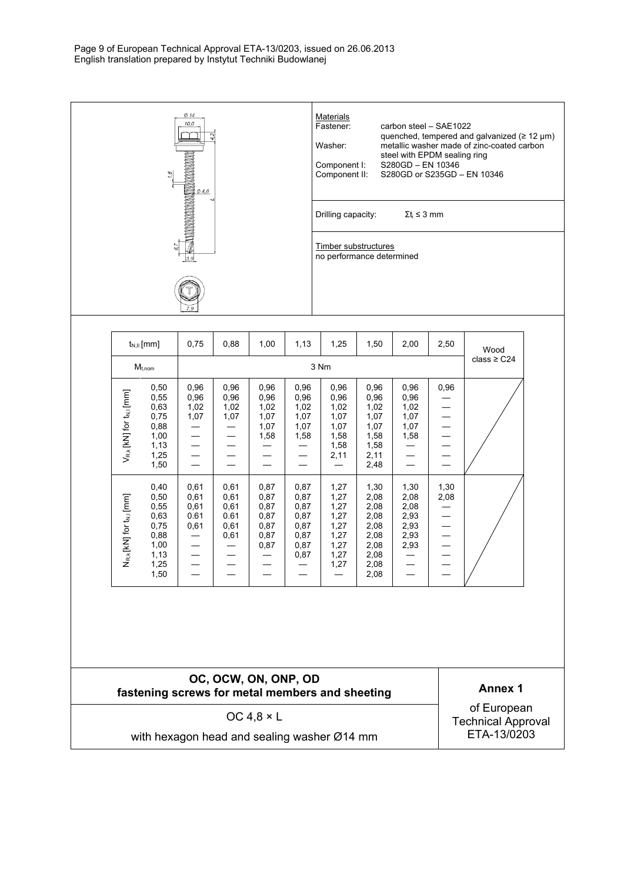Materials

| | |
|---|---|
| Fastener: | carbon steel – SAE1022 quenched, tempered and galvanized (≥ 12 μm) |
| Washer: | metallic washer made of zinc-coated carbon steel with EPDM sealing ring |
| Component I: | S280GD – EN 10346 |
| Component II: | S280GD or S235GD – EN 10346 |

Drilling capacity: $\Sigma t_i \leq 3$ mm

Timber substructures
no performance determined

| | $t_{N,II}$ [mm] | 0,75 | 0,88 | 1,00 | 1,13 | 1,25 | 1,50 | 2,00 | 2,50 | Wood class ≥ C24 |
|---|---|---|---|---|---|---|---|---|---|---|
| | $M_{t,nom}$ | 3 Nm | | | | | | | | |
| $V_{R,k}$ [kN] for $t_{N,I}$ [mm] | 0,50 | 0,96 | 0,96 | 0,96 | 0,96 | 0,96 | 0,96 | 0,96 | 0,96 | |
| | 0,55 | 0,96 | 0,96 | 0,96 | 0,96 | 0,96 | 0,96 | 0,96 | — | |
| | 0,63 | 1,02 | 1,02 | 1,02 | 1,02 | 1,02 | 1,02 | 1,02 | — | |
| | 0,75 | 1,07 | 1,07 | 1,07 | 1,07 | 1,07 | 1,07 | 1,07 | — | |
| | 0,88 | — | — | 1,07 | 1,07 | 1,07 | 1,07 | 1,07 | — | |
| | 1,00 | — | — | 1,58 | 1,58 | 1,58 | 1,58 | 1,58 | — | |
| | 1,13 | — | — | — | — | 1,58 | 1,58 | — | — | |
| | 1,25 | — | — | — | — | 2,11 | 2,11 | — | — | |
| | 1,50 | — | — | — | — | — | 2,48 | — | — | |
| $N_{R,k}$ [kN] for $t_{N,I}$ [mm] | 0,40 | 0,61 | 0,61 | 0,87 | 0,87 | 1,27 | 1,30 | 1,30 | 1,30 | |
| | 0,50 | 0,61 | 0,61 | 0,87 | 0,87 | 1,27 | 2,08 | 2,08 | 2,08 | |
| | 0,55 | 0,61 | 0,61 | 0,87 | 0,87 | 1,27 | 2,08 | 2,08 | — | |
| | 0,63 | 0.61 | 0.61 | 0,87 | 0,87 | 1,27 | 2,08 | 2,93 | — | |
| | 0,75 | 0,61 | 0,61 | 0,87 | 0,87 | 1,27 | 2,08 | 2,93 | — | |
| | 0,88 | — | 0,61 | 0,87 | 0,87 | 1,27 | 2,08 | 2,93 | — | |
| | 1,00 | — | — | 0,87 | 0,87 | 1,27 | 2,08 | 2,93 | — | |
| | 1,13 | — | — | — | 0,87 | 1,27 | 2,08 | — | — | |
| | 1,25 | — | — | — | — | 1,27 | 2,08 | — | — | |
| | 1,50 | — | — | — | — | — | 2,08 | — | — | |

**OC, OCW, ON, ONP, OD**
**fastening screws for metal members and sheeting**

OC 4,8 × L

with hexagon head and sealing washer Ø14 mm

**Annex 1**
of European Technical Approval ETA-13/0203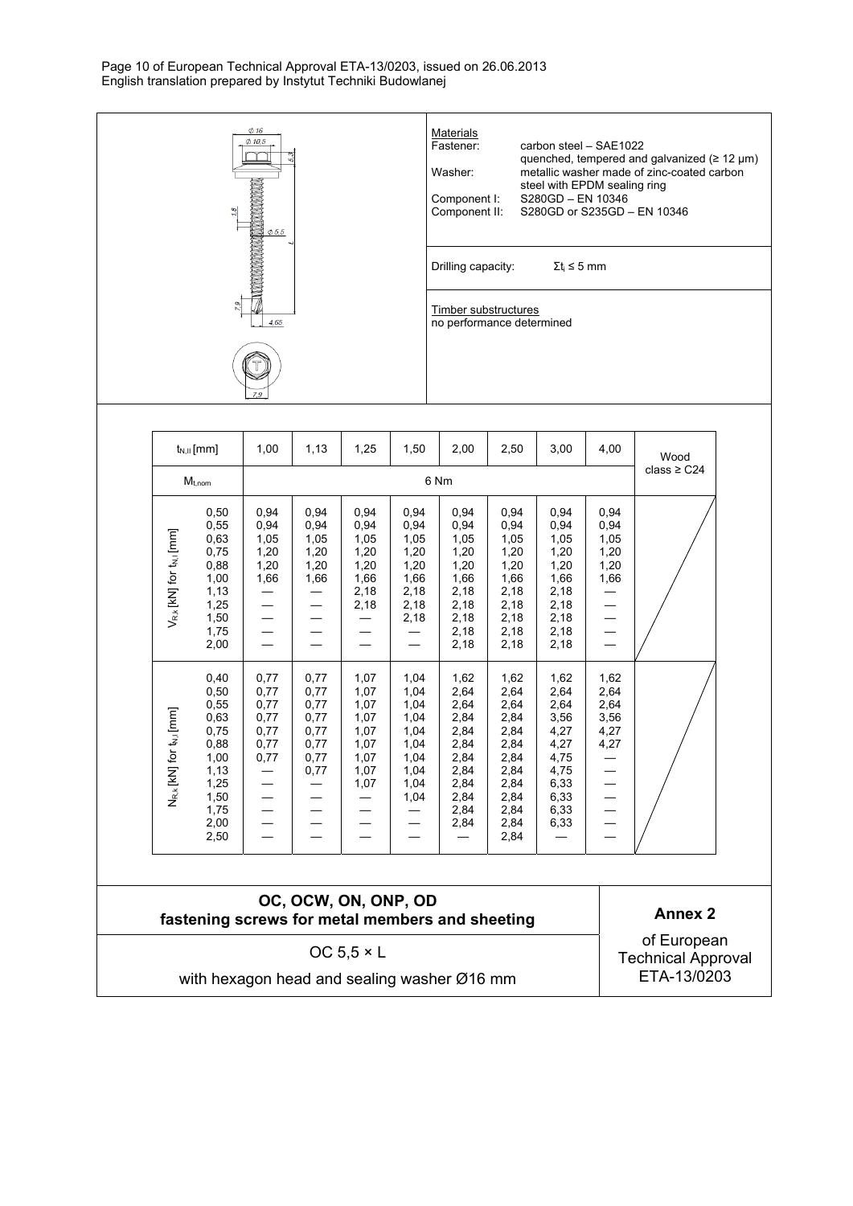| Materials | |
|---|---|
| Fastener: | carbon steel – SAE1022 quenched, tempered and galvanized (≥ 12 µm) |
| Washer: | metallic washer made of zinc-coated carbon steel with EPDM sealing ring |
| Component I: | S280GD – EN 10346 |
| Component II: | S280GD or S235GD – EN 10346 |

Drilling capacity: $\Sigma t_i \leq 5$ mm

Timber substructures
no performance determined

| $t_{N,II}$ [mm] | | 1,00 | 1,13 | 1,25 | 1,50 | 2,00 | 2,50 | 3,00 | 4,00 | Wood class ≥ C24 |
|---|---|---|---|---|---|---|---|---|---|---|
| $M_{t,nom}$ | | 6 Nm | | | | | | | | |
| $V_{R,k}$ [kN] for $t_{N,I}$ [mm] | 0,50 | 0,94 | 0,94 | 0,94 | 0,94 | 0,94 | 0,94 | 0,94 | 0,94 | |
| | 0,55 | 0,94 | 0,94 | 0,94 | 0,94 | 0,94 | 0,94 | 0,94 | 0,94 | |
| | 0,63 | 1,05 | 1,05 | 1,05 | 1,05 | 1,05 | 1,05 | 1,05 | 1,05 | |
| | 0,75 | 1,20 | 1,20 | 1,20 | 1,20 | 1,20 | 1,20 | 1,20 | 1,20 | |
| | 0,88 | 1,20 | 1,20 | 1,20 | 1,20 | 1,20 | 1,20 | 1,20 | 1,20 | |
| | 1,00 | 1,66 | 1,66 | 1,66 | 1,66 | 1,66 | 1,66 | 1,66 | 1,66 | |
| | 1,13 | — | — | 2,18 | 2,18 | 2,18 | 2,18 | 2,18 | — | |
| | 1,25 | — | — | 2,18 | 2,18 | 2,18 | 2,18 | 2,18 | — | |
| | 1,50 | — | — | — | 2,18 | 2,18 | 2,18 | 2,18 | — | |
| | 1,75 | — | — | — | — | 2,18 | 2,18 | 2,18 | — | |
| | 2,00 | — | — | — | — | 2,18 | 2,18 | 2,18 | — | |
| $N_{R,k}$ [kN] for $t_{N,I}$ [mm] | 0,40 | 0,77 | 0,77 | 1,07 | 1,04 | 1,62 | 1,62 | 1,62 | 1,62 | |
| | 0,50 | 0,77 | 0,77 | 1,07 | 1,04 | 2,64 | 2,64 | 2,64 | 2,64 | |
| | 0,55 | 0,77 | 0,77 | 1,07 | 1,04 | 2,64 | 2,64 | 2,64 | 2,64 | |
| | 0,63 | 0,77 | 0,77 | 1,07 | 1,04 | 2,84 | 2,84 | 3,56 | 3,56 | |
| | 0,75 | 0,77 | 0,77 | 1,07 | 1,04 | 2,84 | 2,84 | 4,27 | 4,27 | |
| | 0,88 | 0,77 | 0,77 | 1,07 | 1,04 | 2,84 | 2,84 | 4,27 | 4,27 | |
| | 1,00 | 0,77 | 0,77 | 1,07 | 1,04 | 2,84 | 2,84 | 4,75 | — | |
| | 1,13 | — | — | 1,07 | 1,04 | 2,84 | 2,84 | 4,75 | — | |
| | 1,25 | — | — | 1,07 | 1,04 | 2,84 | 2,84 | 6,33 | — | |
| | 1,50 | — | — | — | 1,04 | 2,84 | 2,84 | 6,33 | — | |
| | 1,75 | — | — | — | — | 2,84 | 2,84 | 6,33 | — | |
| | 2,00 | — | — | — | — | 2,84 | 2,84 | 6,33 | — | |
| | 2,50 | — | — | — | — | — | 2,84 | — | — | |

**OC, OCW, ON, ONP, OD**
**fastening screws for metal members and sheeting**

OC 5,5 × L

with hexagon head and sealing washer Ø16 mm

**Annex 2**
of European Technical Approval ETA-13/0203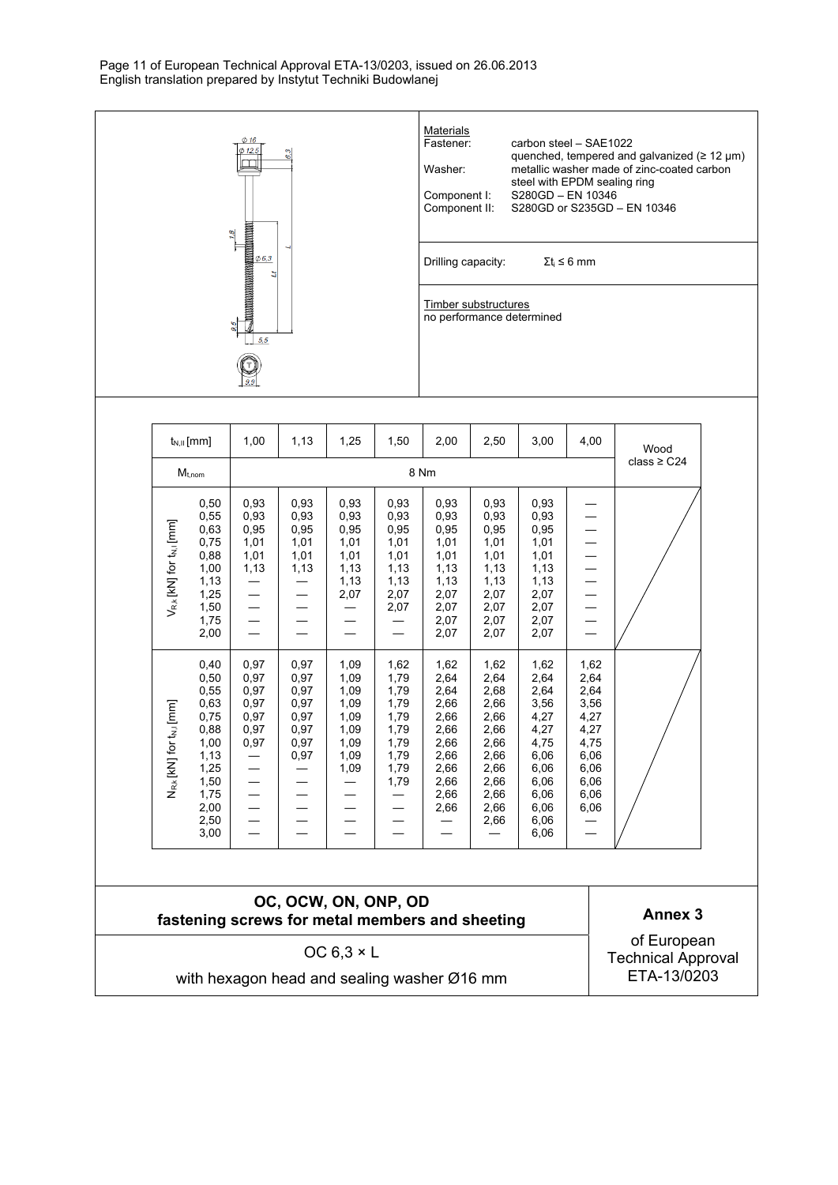**Materials**

| | |
|---|---|
| Fastener: | carbon steel – SAE1022 quenched, tempered and galvanized (≥ 12 µm) |
| Washer: | metallic washer made of zinc-coated carbon steel with EPDM sealing ring |
| Component I: | S280GD – EN 10346 |
| Component II: | S280GD or S235GD – EN 10346 |

Drilling capacity: $\Sigma t_i \leq 6$ mm

**Timber substructures**
no performance determined

| $t_{N,II}$ [mm] | | 1,00 | 1,13 | 1,25 | 1,50 | 2,00 | 2,50 | 3,00 | 4,00 | Wood class ≥ C24 |
|---|---|---|---|---|---|---|---|---|---|---|
| $M_{t,nom}$ | | 8 Nm | | | | | | | | |
| $V_{R,k}$ [kN] for $t_{N,I}$ [mm] | 0,50 | 0,93 | 0,93 | 0,93 | 0,93 | 0,93 | 0,93 | 0,93 | — | |
| | 0,55 | 0,93 | 0,93 | 0,93 | 0,93 | 0,93 | 0,93 | 0,93 | — | |
| | 0,63 | 0,95 | 0,95 | 0,95 | 0,95 | 0,95 | 0,95 | 0,95 | — | |
| | 0,75 | 1,01 | 1,01 | 1,01 | 1,01 | 1,01 | 1,01 | 1,01 | — | |
| | 0,88 | 1,01 | 1,01 | 1,01 | 1,01 | 1,01 | 1,01 | 1,01 | — | |
| | 1,00 | 1,13 | 1,13 | 1,13 | 1,13 | 1,13 | 1,13 | 1,13 | — | |
| | 1,13 | — | — | 1,13 | 1,13 | 1,13 | 1,13 | 1,13 | — | |
| | 1,25 | — | — | 2,07 | 2,07 | 2,07 | 2,07 | 2,07 | — | |
| | 1,50 | — | — | — | 2,07 | 2,07 | 2,07 | 2,07 | — | |
| | 1,75 | — | — | — | — | 2,07 | 2,07 | 2,07 | — | |
| | 2,00 | — | — | — | — | 2,07 | 2,07 | 2,07 | — | |
| $N_{R,k}$ [kN] for $t_{N,I}$ [mm] | 0,40 | 0,97 | 0,97 | 1,09 | 1,62 | 1,62 | 1,62 | 1,62 | 1,62 | |
| | 0,50 | 0,97 | 0,97 | 1,09 | 1,79 | 2,64 | 2,64 | 2,64 | 2,64 | |
| | 0,55 | 0,97 | 0,97 | 1,09 | 1,79 | 2,64 | 2,68 | 2,64 | 2,64 | |
| | 0,63 | 0,97 | 0,97 | 1,09 | 1,79 | 2,66 | 2,66 | 3,56 | 3,56 | |
| | 0,75 | 0,97 | 0,97 | 1,09 | 1,79 | 2,66 | 2,66 | 4,27 | 4,27 | |
| | 0,88 | 0,97 | 0,97 | 1,09 | 1,79 | 2,66 | 2,66 | 4,27 | 4,27 | |
| | 1,00 | 0,97 | 0,97 | 1,09 | 1,79 | 2,66 | 2,66 | 4,75 | 4,75 | |
| | 1,13 | — | 0,97 | 1,09 | 1,79 | 2,66 | 2,66 | 6,06 | 6,06 | |
| | 1,25 | — | — | 1,09 | 1,79 | 2,66 | 2,66 | 6,06 | 6,06 | |
| | 1,50 | — | — | — | 1,79 | 2,66 | 2,66 | 6,06 | 6,06 | |
| | 1,75 | — | — | — | — | 2,66 | 2,66 | 6,06 | 6,06 | |
| | 2,00 | — | — | — | — | 2,66 | 2,66 | 6,06 | 6,06 | |
| | 2,50 | — | — | — | — | — | 2,66 | 6,06 | — | |
| | 3,00 | — | — | — | — | — | — | 6,06 | — | |

**OC, OCW, ON, ONP, OD**
**fastening screws for metal members and sheeting**

OC 6,3 × L

with hexagon head and sealing washer Ø16 mm

**Annex 3**
of European Technical Approval ETA-13/0203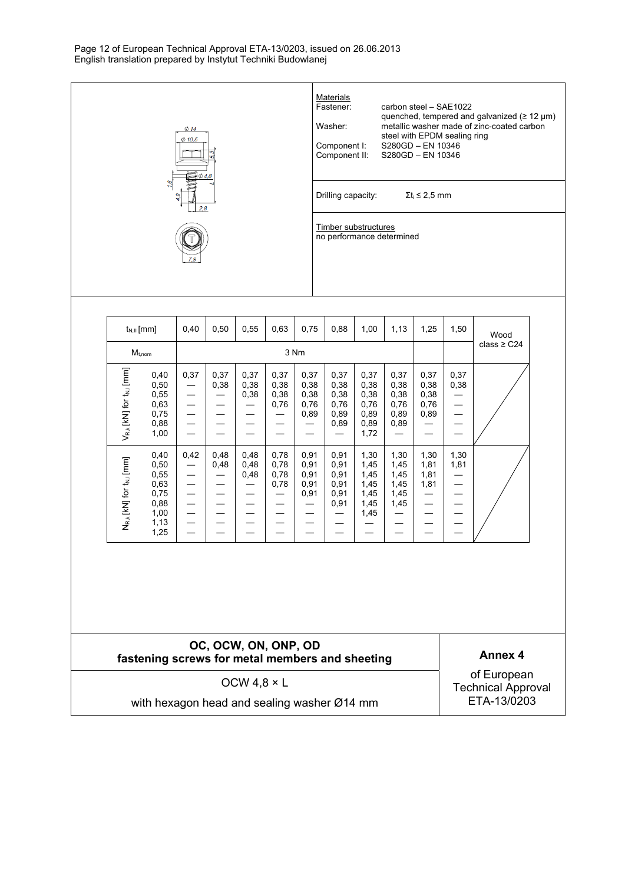| | |
|---|---|
| | **Materials**<br>Fastener: carbon steel – SAE1022<br>quenched, tempered and galvanized (≥ 12 µm)<br>Washer: metallic washer made of zinc-coated carbon steel with EPDM sealing ring<br>Component I: S280GD – EN 10346<br>Component II: S280GD – EN 10346 |
| | Drilling capacity: $\Sigma t_i \leq 2{,}5$ mm |
| | **Timber substructures**<br>no performance determined |

| $t_{N,II}$ [mm] | | 0,40 | 0,50 | 0,55 | 0,63 | 0,75 | 0,88 | 1,00 | 1,13 | 1,25 | 1,50 | Wood class ≥ C24 |
|---|---|---|---|---|---|---|---|---|---|---|---|---|
| $M_{t,nom}$ | | 3 Nm | | | | | | | | | | |
| $V_{R,k}$ [kN] for $t_{N,I}$ [mm] | 0,40 | 0,37 | 0,37 | 0,37 | 0,37 | 0,37 | 0,37 | 0,37 | 0,37 | 0,37 | 0,37 | |
| | 0,50 | — | 0,38 | 0,38 | 0,38 | 0,38 | 0,38 | 0,38 | 0,38 | 0,38 | 0,38 | |
| | 0,55 | — | — | 0,38 | 0,38 | 0,38 | 0,38 | 0,38 | 0,38 | 0,38 | — | |
| | 0,63 | — | — | — | 0,76 | 0,76 | 0,76 | 0,76 | 0,76 | 0,76 | — | |
| | 0,75 | — | — | — | — | 0,89 | 0,89 | 0,89 | 0,89 | 0,89 | — | |
| | 0,88 | — | — | — | — | — | 0,89 | 0,89 | 0,89 | — | — | |
| | 1,00 | — | — | — | — | — | — | 1,72 | — | — | — | |
| $N_{R,k}$ [kN] for $t_{N,I}$ [mm] | 0,40 | 0,42 | 0,48 | 0,48 | 0,78 | 0,91 | 0,91 | 1,30 | 1,30 | 1,30 | 1,30 | |
| | 0,50 | — | 0,48 | 0,48 | 0,78 | 0,91 | 0,91 | 1,45 | 1,45 | 1,81 | 1,81 | |
| | 0,55 | — | — | 0,48 | 0,78 | 0,91 | 0,91 | 1,45 | 1,45 | 1,81 | — | |
| | 0,63 | — | — | — | 0,78 | 0,91 | 0,91 | 1,45 | 1,45 | 1,81 | — | |
| | 0,75 | — | — | — | — | 0,91 | 0,91 | 1,45 | 1,45 | — | — | |
| | 0,88 | — | — | — | — | — | 0,91 | 1,45 | 1,45 | — | — | |
| | 1,00 | — | — | — | — | — | — | 1,45 | — | — | — | |
| | 1,13 | — | — | — | — | — | — | — | — | — | — | |
| | 1,25 | — | — | — | — | — | — | — | — | — | — | |

| | |
|---|---|
| **OC, OCW, ON, ONP, OD**<br>**fastening screws for metal members and sheeting** | **Annex 4** |
| OCW 4,8 × L<br>with hexagon head and sealing washer Ø14 mm | of European Technical Approval ETA-13/0203 |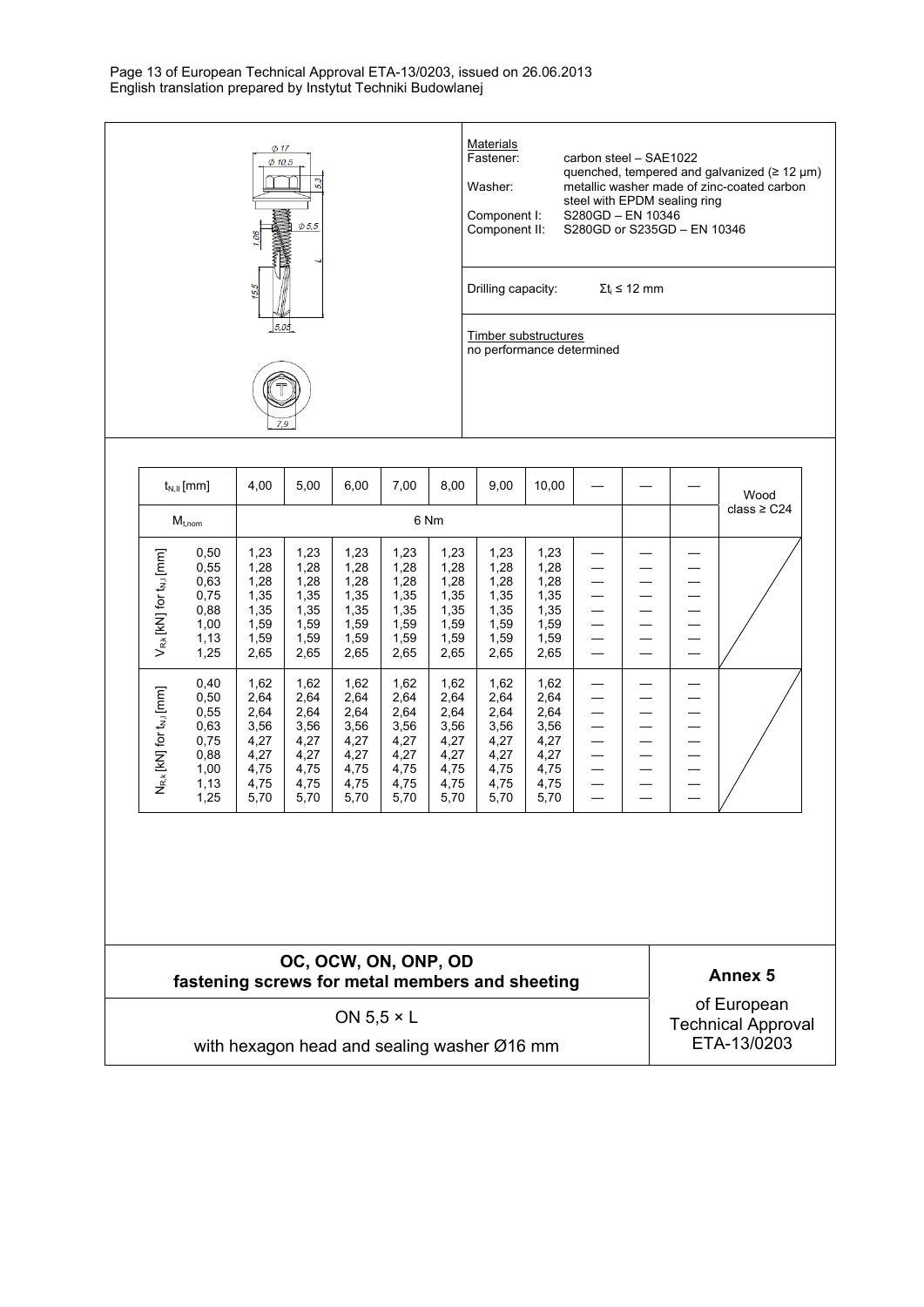Materials

| | |
|---|---|
| Fastener: | carbon steel – SAE1022 quenched, tempered and galvanized (≥ 12 µm) |
| Washer: | metallic washer made of zinc-coated carbon steel with EPDM sealing ring |
| Component I: | S280GD – EN 10346 |
| Component II: | S280GD or S235GD – EN 10346 |

Drilling capacity: $\Sigma t_i \leq 12$ mm

Timber substructures
no performance determined

| $t_{N,II}$ [mm] | | 4,00 | 5,00 | 6,00 | 7,00 | 8,00 | 9,00 | 10,00 | — | — | — | Wood class ≥ C24 |
|---|---|---|---|---|---|---|---|---|---|---|---|---|
| $M_{t,nom}$ | | 6 Nm | | | | | | | | | | |
| $V_{R,k}$ [kN] for $t_{N,I}$ [mm] | 0,50 | 1,23 | 1,23 | 1,23 | 1,23 | 1,23 | 1,23 | 1,23 | — | — | — | |
| | 0,55 | 1,28 | 1,28 | 1,28 | 1,28 | 1,28 | 1,28 | 1,28 | — | — | — | |
| | 0,63 | 1,28 | 1,28 | 1,28 | 1,28 | 1,28 | 1,28 | 1,28 | — | — | — | |
| | 0,75 | 1,35 | 1,35 | 1,35 | 1,35 | 1,35 | 1,35 | 1,35 | — | — | — | |
| | 0,88 | 1,35 | 1,35 | 1,35 | 1,35 | 1,35 | 1,35 | 1,35 | — | — | — | |
| | 1,00 | 1,59 | 1,59 | 1,59 | 1,59 | 1,59 | 1,59 | 1,59 | — | — | — | |
| | 1,13 | 1,59 | 1,59 | 1,59 | 1,59 | 1,59 | 1,59 | 1,59 | — | — | — | |
| | 1,25 | 2,65 | 2,65 | 2,65 | 2,65 | 2,65 | 2,65 | 2,65 | — | — | — | |
| $N_{R,k}$ [kN] for $t_{N,I}$ [mm] | 0,40 | 1,62 | 1,62 | 1,62 | 1,62 | 1,62 | 1,62 | 1,62 | — | — | — | |
| | 0,50 | 2,64 | 2,64 | 2,64 | 2,64 | 2,64 | 2,64 | 2,64 | — | — | — | |
| | 0,55 | 2,64 | 2,64 | 2,64 | 2,64 | 2,64 | 2,64 | 2,64 | — | — | — | |
| | 0,63 | 3,56 | 3,56 | 3,56 | 3,56 | 3,56 | 3,56 | 3,56 | — | — | — | |
| | 0,75 | 4,27 | 4,27 | 4,27 | 4,27 | 4,27 | 4,27 | 4,27 | — | — | — | |
| | 0,88 | 4,27 | 4,27 | 4,27 | 4,27 | 4,27 | 4,27 | 4,27 | — | — | — | |
| | 1,00 | 4,75 | 4,75 | 4,75 | 4,75 | 4,75 | 4,75 | 4,75 | — | — | — | |
| | 1,13 | 4,75 | 4,75 | 4,75 | 4,75 | 4,75 | 4,75 | 4,75 | — | — | — | |
| | 1,25 | 5,70 | 5,70 | 5,70 | 5,70 | 5,70 | 5,70 | 5,70 | — | — | — | |

**OC, OCW, ON, ONP, OD**
**fastening screws for metal members and sheeting**

ON 5,5 × L

with hexagon head and sealing washer Ø16 mm

**Annex 5**

of European Technical Approval ETA-13/0203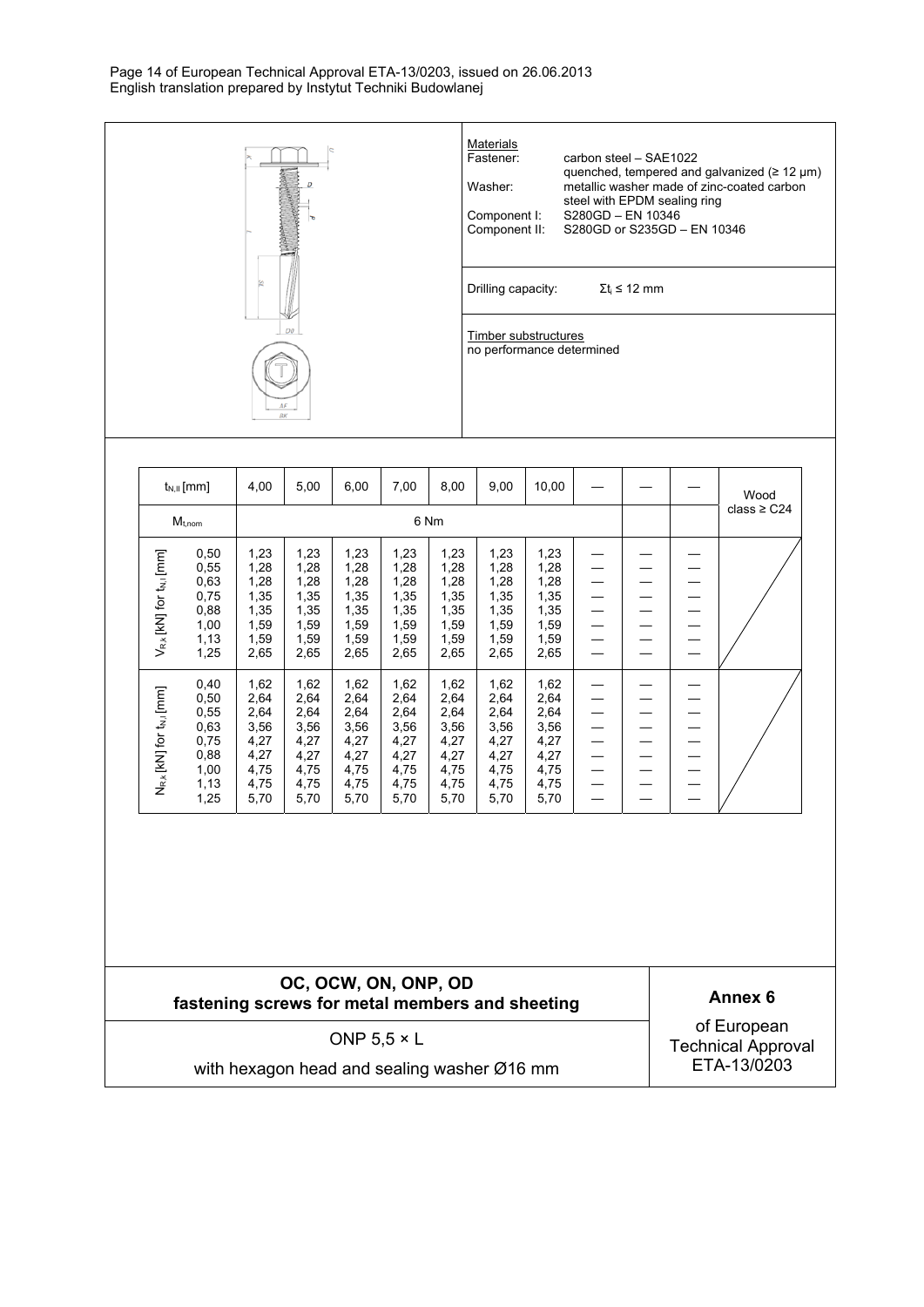Page 14 of European Technical Approval ETA-13/0203, issued on 26.06.2013
English translation prepared by Instytut Techniki Budowlanej

**Materials**

| | |
|---|---|
| Fastener: | carbon steel – SAE1022 quenched, tempered and galvanized (≥ 12 µm) |
| Washer: | metallic washer made of zinc-coated carbon steel with EPDM sealing ring |
| Component I: | S280GD – EN 10346 |
| Component II: | S280GD or S235GD – EN 10346 |

Drilling capacity: $\Sigma t_i \leq 12$ mm

**Timber substructures**
no performance determined

| $t_{N,II}$ [mm] | | 4,00 | 5,00 | 6,00 | 7,00 | 8,00 | 9,00 | 10,00 | — | — | — | Wood class ≥ C24 |
|---|---|---|---|---|---|---|---|---|---|---|---|---|
| $M_{t,nom}$ | | 6 Nm | | | | | | | | | | |
| $V_{R,k}$ [kN] for $t_{N,I}$ [mm] | 0,50 | 1,23 | 1,23 | 1,23 | 1,23 | 1,23 | 1,23 | 1,23 | — | — | — | |
| | 0,55 | 1,28 | 1,28 | 1,28 | 1,28 | 1,28 | 1,28 | 1,28 | — | — | — | |
| | 0,63 | 1,28 | 1,28 | 1,28 | 1,28 | 1,28 | 1,28 | 1,28 | — | — | — | |
| | 0,75 | 1,35 | 1,35 | 1,35 | 1,35 | 1,35 | 1,35 | 1,35 | — | — | — | |
| | 0,88 | 1,35 | 1,35 | 1,35 | 1,35 | 1,35 | 1,35 | 1,35 | — | — | — | |
| | 1,00 | 1,59 | 1,59 | 1,59 | 1,59 | 1,59 | 1,59 | 1,59 | — | — | — | |
| | 1,13 | 1,59 | 1,59 | 1,59 | 1,59 | 1,59 | 1,59 | 1,59 | — | — | — | |
| | 1,25 | 2,65 | 2,65 | 2,65 | 2,65 | 2,65 | 2,65 | 2,65 | — | — | — | |
| $N_{R,k}$ [kN] for $t_{N,I}$ [mm] | 0,40 | 1,62 | 1,62 | 1,62 | 1,62 | 1,62 | 1,62 | 1,62 | — | — | — | |
| | 0,50 | 2,64 | 2,64 | 2,64 | 2,64 | 2,64 | 2,64 | 2,64 | — | — | — | |
| | 0,55 | 2,64 | 2,64 | 2,64 | 2,64 | 2,64 | 2,64 | 2,64 | — | — | — | |
| | 0,63 | 3,56 | 3,56 | 3,56 | 3,56 | 3,56 | 3,56 | 3,56 | — | — | — | |
| | 0,75 | 4,27 | 4,27 | 4,27 | 4,27 | 4,27 | 4,27 | 4,27 | — | — | — | |
| | 0,88 | 4,27 | 4,27 | 4,27 | 4,27 | 4,27 | 4,27 | 4,27 | — | — | — | |
| | 1,00 | 4,75 | 4,75 | 4,75 | 4,75 | 4,75 | 4,75 | 4,75 | — | — | — | |
| | 1,13 | 4,75 | 4,75 | 4,75 | 4,75 | 4,75 | 4,75 | 4,75 | — | — | — | |
| | 1,25 | 5,70 | 5,70 | 5,70 | 5,70 | 5,70 | 5,70 | 5,70 | — | — | — | |

**OC, OCW, ON, ONP, OD fastening screws for metal members and sheeting**

ONP 5,5 × L

with hexagon head and sealing washer Ø16 mm

**Annex 6**
of European Technical Approval ETA-13/0203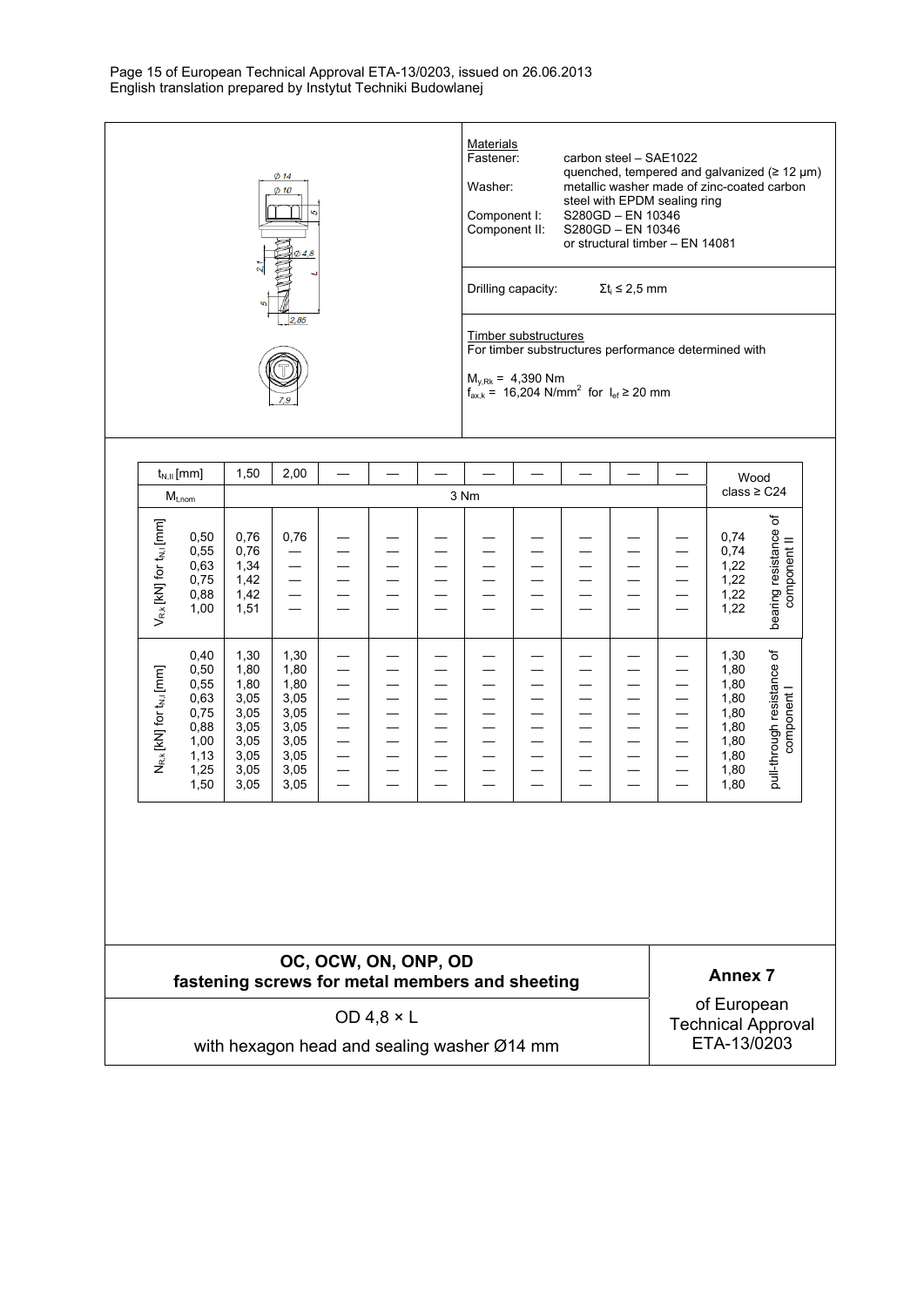| Materials | |
|---|---|
| Fastener: | carbon steel – SAE1022<br>quenched, tempered and galvanized (≥ 12 µm) |
| Washer: | metallic washer made of zinc-coated carbon steel with EPDM sealing ring |
| Component I: | S280GD – EN 10346 |
| Component II: | S280GD – EN 10346<br>or structural timber – EN 14081 |

Drilling capacity: $\Sigma t_i \leq 2{,}5$ mm

Timber substructures

For timber substructures performance determined with

$M_{y,Rk}$ = 4,390 Nm

$f_{ax,k}$ = 16,204 N/mm² for $l_{ef} \geq 20$ mm

| | $t_{N,II}$ [mm] | 1,50 | 2,00 | — | — | — | — | — | — | — | — | Wood class ≥ C24 | |
|---|---|---|---|---|---|---|---|---|---|---|---|---|---|
| | $M_{t,nom}$ | 3 Nm | | | | | | | | | | | |
| $V_{R,k}$ [kN] for $t_{N,I}$ [mm] | 0,50 | 0,76 | 0,76 | — | — | — | — | — | — | — | — | 0,74 | bearing resistance of component II |
| | 0,55 | 0,76 | — | — | — | — | — | — | — | — | — | 0,74 | |
| | 0,63 | 1,34 | — | — | — | — | — | — | — | — | — | 1,22 | |
| | 0,75 | 1,42 | — | — | — | — | — | — | — | — | — | 1,22 | |
| | 0,88 | 1,42 | — | — | — | — | — | — | — | — | — | 1,22 | |
| | 1,00 | 1,51 | — | — | — | — | — | — | — | — | — | 1,22 | |
| $N_{R,k}$ [kN] for $t_{N,I}$ [mm] | 0,40 | 1,30 | 1,30 | — | — | — | — | — | — | — | — | 1,30 | pull-through resistance of component I |
| | 0,50 | 1,80 | 1,80 | — | — | — | — | — | — | — | — | 1,80 | |
| | 0,55 | 1,80 | 1,80 | — | — | — | — | — | — | — | — | 1,80 | |
| | 0,63 | 3,05 | 3,05 | — | — | — | — | — | — | — | — | 1,80 | |
| | 0,75 | 3,05 | 3,05 | — | — | — | — | — | — | — | — | 1,80 | |
| | 0,88 | 3,05 | 3,05 | — | — | — | — | — | — | — | — | 1,80 | |
| | 1,00 | 3,05 | 3,05 | — | — | — | — | — | — | — | — | 1,80 | |
| | 1,13 | 3,05 | 3,05 | — | — | — | — | — | — | — | — | 1,80 | |
| | 1,25 | 3,05 | 3,05 | — | — | — | — | — | — | — | — | 1,80 | |
| | 1,50 | 3,05 | 3,05 | — | — | — | — | — | — | — | — | 1,80 | |

**OC, OCW, ON, ONP, OD fastening screws for metal members and sheeting**

OD 4,8 × L

with hexagon head and sealing washer Ø14 mm

**Annex 7**

of European Technical Approval ETA-13/0203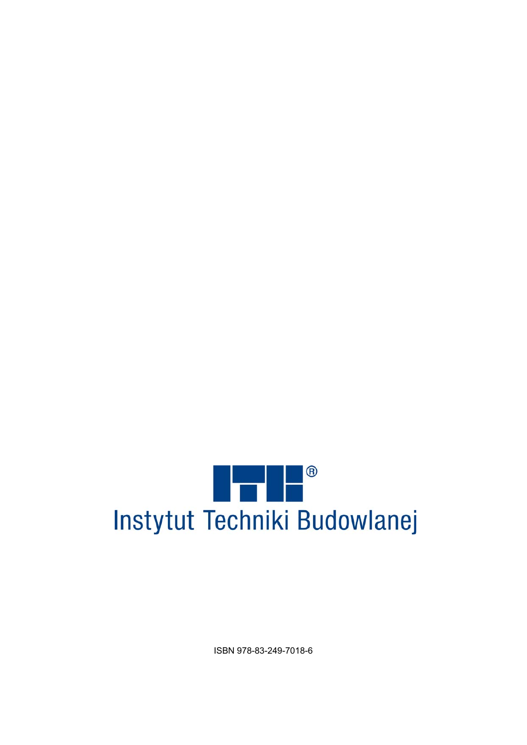Instytut Techniki Budowlanej

ISBN 978-83-249-7018-6